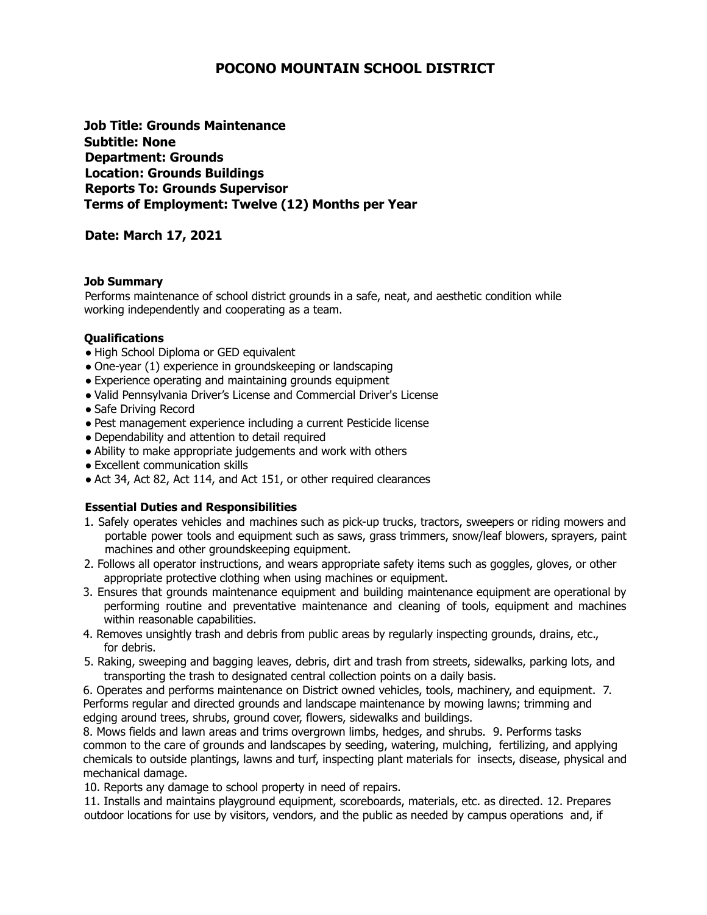# POCONO MOUNTAIN SCHOOL DISTRICT

**Job Title: Grounds Maintenance**
**Subtitle: None**
**Department: Grounds**
**Location: Grounds Buildings**
**Reports To: Grounds Supervisor**
**Terms of Employment: Twelve (12) Months per Year**

**Date: March 17, 2021**

### Job Summary

Performs maintenance of school district grounds in a safe, neat, and aesthetic condition while working independently and cooperating as a team.

### Qualifications

- High School Diploma or GED equivalent
- One-year (1) experience in groundskeeping or landscaping
- Experience operating and maintaining grounds equipment
- Valid Pennsylvania Driver's License and Commercial Driver's License
- Safe Driving Record
- Pest management experience including a current Pesticide license
- Dependability and attention to detail required
- Ability to make appropriate judgements and work with others
- Excellent communication skills
- Act 34, Act 82, Act 114, and Act 151, or other required clearances

### Essential Duties and Responsibilities

1. Safely operates vehicles and machines such as pick-up trucks, tractors, sweepers or riding mowers and portable power tools and equipment such as saws, grass trimmers, snow/leaf blowers, sprayers, paint machines and other groundskeeping equipment.
2. Follows all operator instructions, and wears appropriate safety items such as goggles, gloves, or other appropriate protective clothing when using machines or equipment.
3. Ensures that grounds maintenance equipment and building maintenance equipment are operational by performing routine and preventative maintenance and cleaning of tools, equipment and machines within reasonable capabilities.
4. Removes unsightly trash and debris from public areas by regularly inspecting grounds, drains, etc., for debris.
5. Raking, sweeping and bagging leaves, debris, dirt and trash from streets, sidewalks, parking lots, and transporting the trash to designated central collection points on a daily basis.
6. Operates and performs maintenance on District owned vehicles, tools, machinery, and equipment.
7. Performs regular and directed grounds and landscape maintenance by mowing lawns; trimming and edging around trees, shrubs, ground cover, flowers, sidewalks and buildings.
8. Mows fields and lawn areas and trims overgrown limbs, hedges, and shrubs.
9. Performs tasks common to the care of grounds and landscapes by seeding, watering, mulching, fertilizing, and applying chemicals to outside plantings, lawns and turf, inspecting plant materials for insects, disease, physical and mechanical damage.
10. Reports any damage to school property in need of repairs.
11. Installs and maintains playground equipment, scoreboards, materials, etc. as directed.
12. Prepares outdoor locations for use by visitors, vendors, and the public as needed by campus operations and, if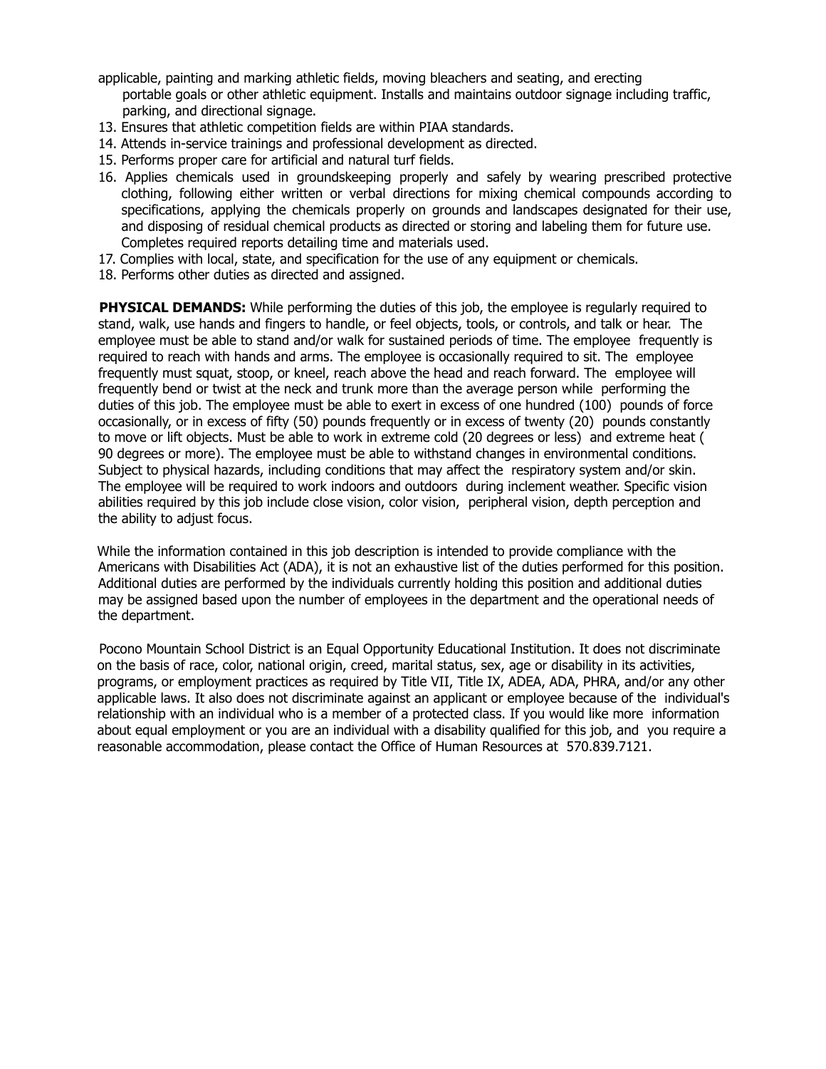applicable, painting and marking athletic fields, moving bleachers and seating, and erecting portable goals or other athletic equipment. Installs and maintains outdoor signage including traffic, parking, and directional signage.

13. Ensures that athletic competition fields are within PIAA standards.
14. Attends in-service trainings and professional development as directed.
15. Performs proper care for artificial and natural turf fields.
16. Applies chemicals used in groundskeeping properly and safely by wearing prescribed protective clothing, following either written or verbal directions for mixing chemical compounds according to specifications, applying the chemicals properly on grounds and landscapes designated for their use, and disposing of residual chemical products as directed or storing and labeling them for future use. Completes required reports detailing time and materials used.
17. Complies with local, state, and specification for the use of any equipment or chemicals.
18. Performs other duties as directed and assigned.

**PHYSICAL DEMANDS:** While performing the duties of this job, the employee is regularly required to stand, walk, use hands and fingers to handle, or feel objects, tools, or controls, and talk or hear. The employee must be able to stand and/or walk for sustained periods of time. The employee frequently is required to reach with hands and arms. The employee is occasionally required to sit. The employee frequently must squat, stoop, or kneel, reach above the head and reach forward. The employee will frequently bend or twist at the neck and trunk more than the average person while performing the duties of this job. The employee must be able to exert in excess of one hundred (100) pounds of force occasionally, or in excess of fifty (50) pounds frequently or in excess of twenty (20) pounds constantly to move or lift objects. Must be able to work in extreme cold (20 degrees or less) and extreme heat ( 90 degrees or more). The employee must be able to withstand changes in environmental conditions. Subject to physical hazards, including conditions that may affect the respiratory system and/or skin. The employee will be required to work indoors and outdoors during inclement weather. Specific vision abilities required by this job include close vision, color vision, peripheral vision, depth perception and the ability to adjust focus.

While the information contained in this job description is intended to provide compliance with the Americans with Disabilities Act (ADA), it is not an exhaustive list of the duties performed for this position. Additional duties are performed by the individuals currently holding this position and additional duties may be assigned based upon the number of employees in the department and the operational needs of the department.

Pocono Mountain School District is an Equal Opportunity Educational Institution. It does not discriminate on the basis of race, color, national origin, creed, marital status, sex, age or disability in its activities, programs, or employment practices as required by Title VII, Title IX, ADEA, ADA, PHRA, and/or any other applicable laws. It also does not discriminate against an applicant or employee because of the individual's relationship with an individual who is a member of a protected class. If you would like more information about equal employment or you are an individual with a disability qualified for this job, and you require a reasonable accommodation, please contact the Office of Human Resources at 570.839.7121.